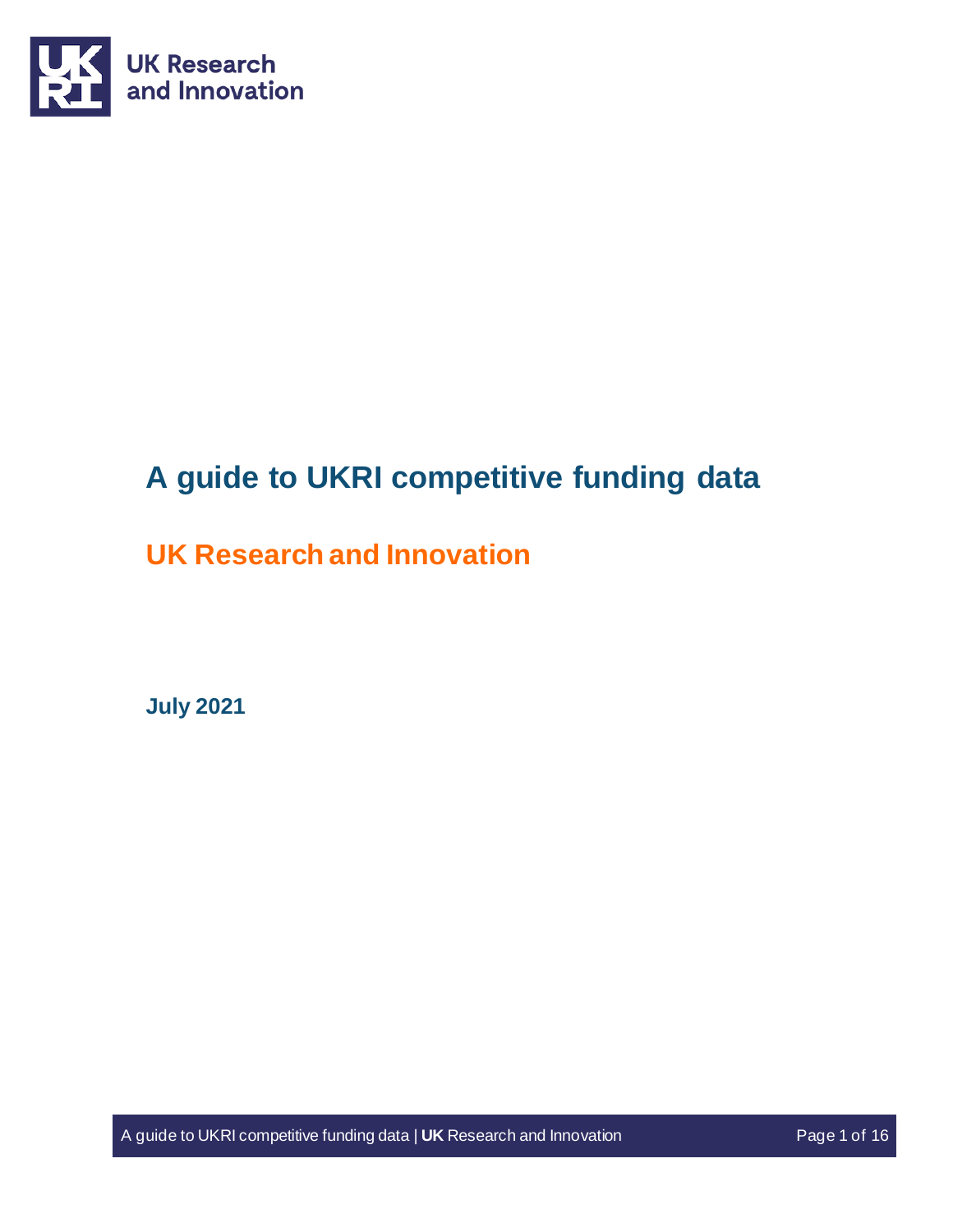UK Research and Innovation

# A guide to UKRI competitive funding data

## UK Research and Innovation

**July 2021**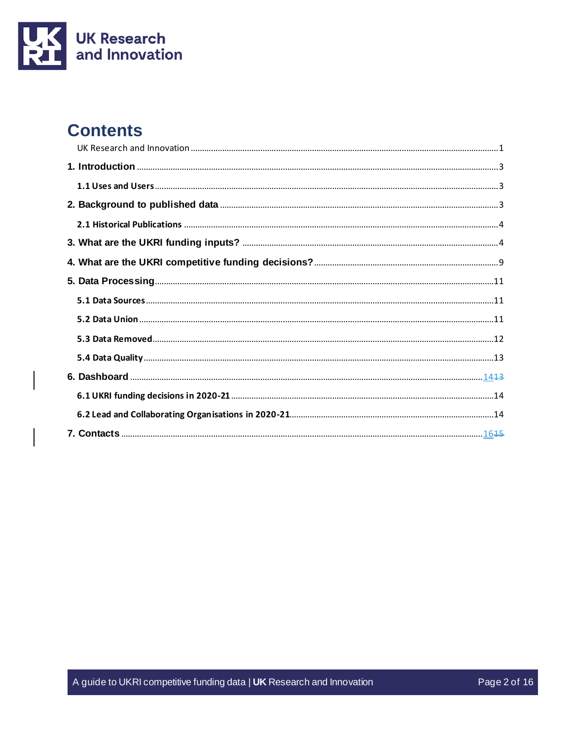# Contents

UK Research and Innovation ........................................................................................................................................1

**1. Introduction** ........................................................................................................................................3

**1.1 Uses and Users** ........................................................................................................................................3

**2. Background to published data** ........................................................................................................................................3

**2.1 Historical Publications** ........................................................................................................................................4

**3. What are the UKRI funding inputs?** ........................................................................................................................................4

**4. What are the UKRI competitive funding decisions?** ........................................................................................................................................9

**5. Data Processing** ........................................................................................................................................11

**5.1 Data Sources** ........................................................................................................................................11

**5.2 Data Union** ........................................................................................................................................11

**5.3 Data Removed** ........................................................................................................................................12

**5.4 Data Quality** ........................................................................................................................................13

**6. Dashboard** ........................................................................................................................................14~~13~~

**6.1 UKRI funding decisions in 2020-21** ........................................................................................................................................14

**6.2 Lead and Collaborating Organisations in 2020-21** ........................................................................................................................................14

**7. Contacts** ........................................................................................................................................16~~15~~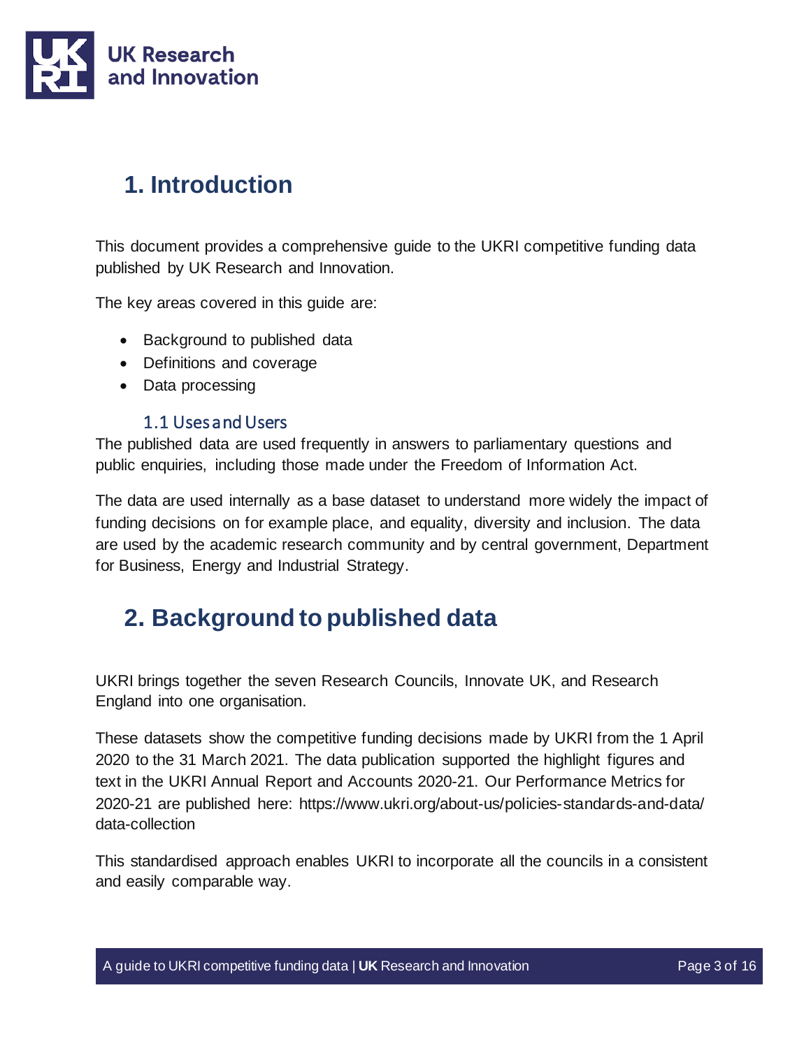# 1. Introduction

This document provides a comprehensive guide to the UKRI competitive funding data published by UK Research and Innovation.

The key areas covered in this guide are:

- Background to published data
- Definitions and coverage
- Data processing

## 1.1 Uses and Users

The published data are used frequently in answers to parliamentary questions and public enquiries, including those made under the Freedom of Information Act.

The data are used internally as a base dataset to understand more widely the impact of funding decisions on for example place, and equality, diversity and inclusion. The data are used by the academic research community and by central government, Department for Business, Energy and Industrial Strategy.

# 2. Background to published data

UKRI brings together the seven Research Councils, Innovate UK, and Research England into one organisation.

These datasets show the competitive funding decisions made by UKRI from the 1 April 2020 to the 31 March 2021. The data publication supported the highlight figures and text in the UKRI Annual Report and Accounts 2020-21. Our Performance Metrics for 2020-21 are published here: https://www.ukri.org/about-us/policies-standards-and-data/data-collection

This standardised approach enables UKRI to incorporate all the councils in a consistent and easily comparable way.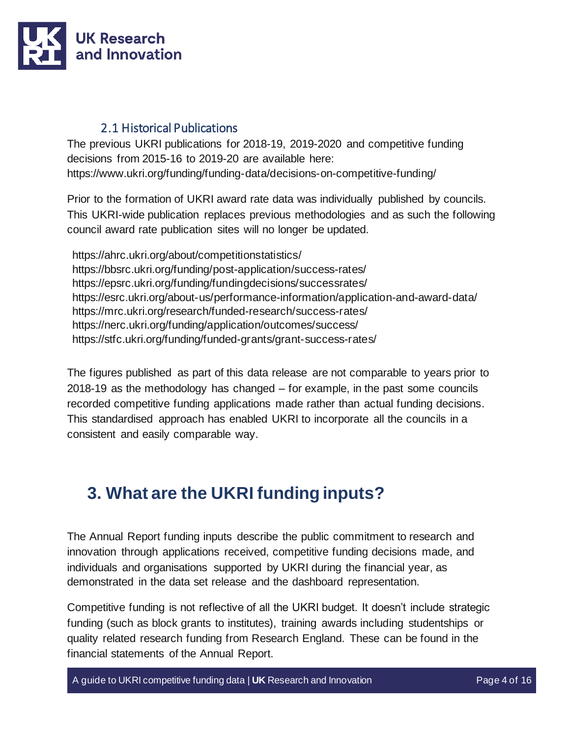### 2.1 Historical Publications

The previous UKRI publications for 2018-19, 2019-2020 and competitive funding decisions from 2015-16 to 2019-20 are available here: https://www.ukri.org/funding/funding-data/decisions-on-competitive-funding/

Prior to the formation of UKRI award rate data was individually published by councils. This UKRI-wide publication replaces previous methodologies and as such the following council award rate publication sites will no longer be updated.

https://ahrc.ukri.org/about/competitionstatistics/
https://bbsrc.ukri.org/funding/post-application/success-rates/
https://epsrc.ukri.org/funding/fundingdecisions/successrates/
https://esrc.ukri.org/about-us/performance-information/application-and-award-data/
https://mrc.ukri.org/research/funded-research/success-rates/
https://nerc.ukri.org/funding/application/outcomes/success/
https://stfc.ukri.org/funding/funded-grants/grant-success-rates/

The figures published as part of this data release are not comparable to years prior to 2018-19 as the methodology has changed – for example, in the past some councils recorded competitive funding applications made rather than actual funding decisions. This standardised approach has enabled UKRI to incorporate all the councils in a consistent and easily comparable way.

# 3. What are the UKRI funding inputs?

The Annual Report funding inputs describe the public commitment to research and innovation through applications received, competitive funding decisions made, and individuals and organisations supported by UKRI during the financial year, as demonstrated in the data set release and the dashboard representation.

Competitive funding is not reflective of all the UKRI budget. It doesn't include strategic funding (such as block grants to institutes), training awards including studentships or quality related research funding from Research England. These can be found in the financial statements of the Annual Report.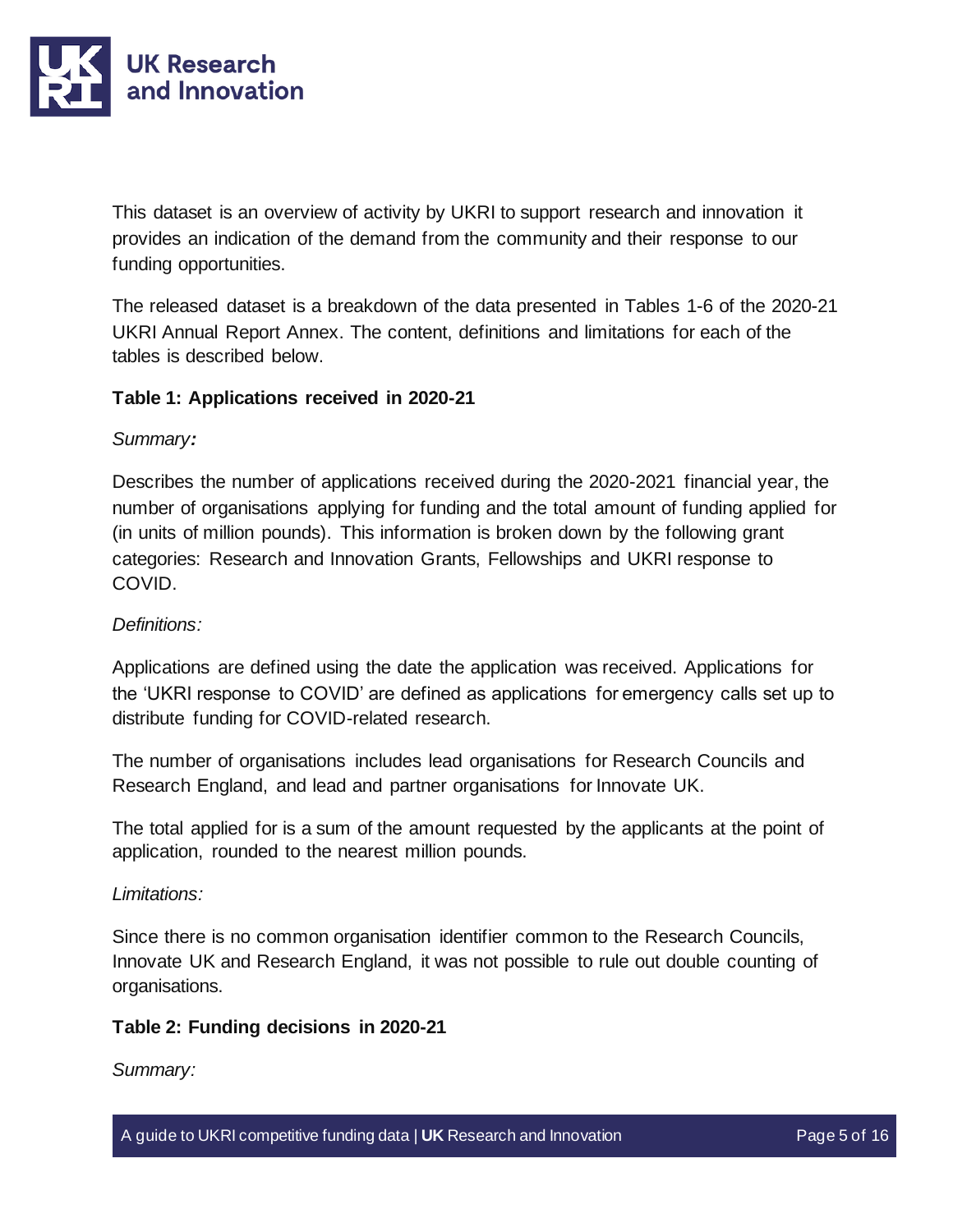This dataset is an overview of activity by UKRI to support research and innovation it provides an indication of the demand from the community and their response to our funding opportunities.

The released dataset is a breakdown of the data presented in Tables 1-6 of the 2020-21 UKRI Annual Report Annex. The content, definitions and limitations for each of the tables is described below.

### Table 1: Applications received in 2020-21

*Summary:*

Describes the number of applications received during the 2020-2021 financial year, the number of organisations applying for funding and the total amount of funding applied for (in units of million pounds). This information is broken down by the following grant categories: Research and Innovation Grants, Fellowships and UKRI response to COVID.

*Definitions:*

Applications are defined using the date the application was received. Applications for the 'UKRI response to COVID' are defined as applications for emergency calls set up to distribute funding for COVID-related research.

The number of organisations includes lead organisations for Research Councils and Research England, and lead and partner organisations for Innovate UK.

The total applied for is a sum of the amount requested by the applicants at the point of application, rounded to the nearest million pounds.

*Limitations:*

Since there is no common organisation identifier common to the Research Councils, Innovate UK and Research England, it was not possible to rule out double counting of organisations.

### Table 2: Funding decisions in 2020-21

*Summary:*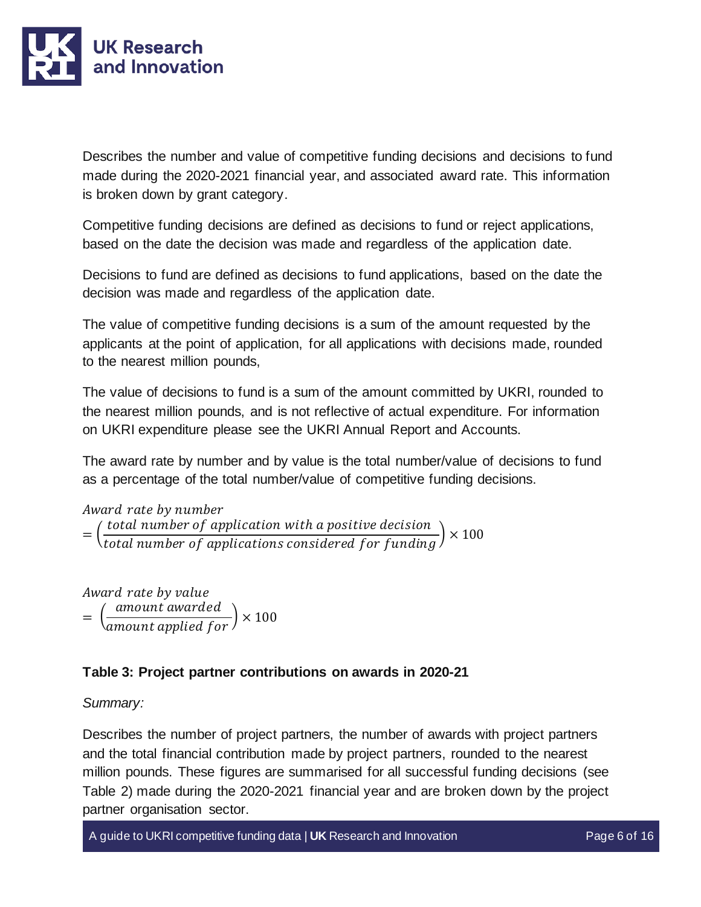Describes the number and value of competitive funding decisions and decisions to fund made during the 2020-2021 financial year, and associated award rate. This information is broken down by grant category.

Competitive funding decisions are defined as decisions to fund or reject applications, based on the date the decision was made and regardless of the application date.

Decisions to fund are defined as decisions to fund applications, based on the date the decision was made and regardless of the application date.

The value of competitive funding decisions is a sum of the amount requested by the applicants at the point of application, for all applications with decisions made, rounded to the nearest million pounds,

The value of decisions to fund is a sum of the amount committed by UKRI, rounded to the nearest million pounds, and is not reflective of actual expenditure. For information on UKRI expenditure please see the UKRI Annual Report and Accounts.

The award rate by number and by value is the total number/value of decisions to fund as a percentage of the total number/value of competitive funding decisions.

$$\text{Award rate by number} = \left(\frac{\text{total number of application with a positive decision}}{\text{total number of applications considered for funding}}\right) \times 100$$

$$\text{Award rate by value} = \left(\frac{\text{amount awarded}}{\text{amount applied for}}\right) \times 100$$

### Table 3: Project partner contributions on awards in 2020-21

*Summary:*

Describes the number of project partners, the number of awards with project partners and the total financial contribution made by project partners, rounded to the nearest million pounds. These figures are summarised for all successful funding decisions (see Table 2) made during the 2020-2021 financial year and are broken down by the project partner organisation sector.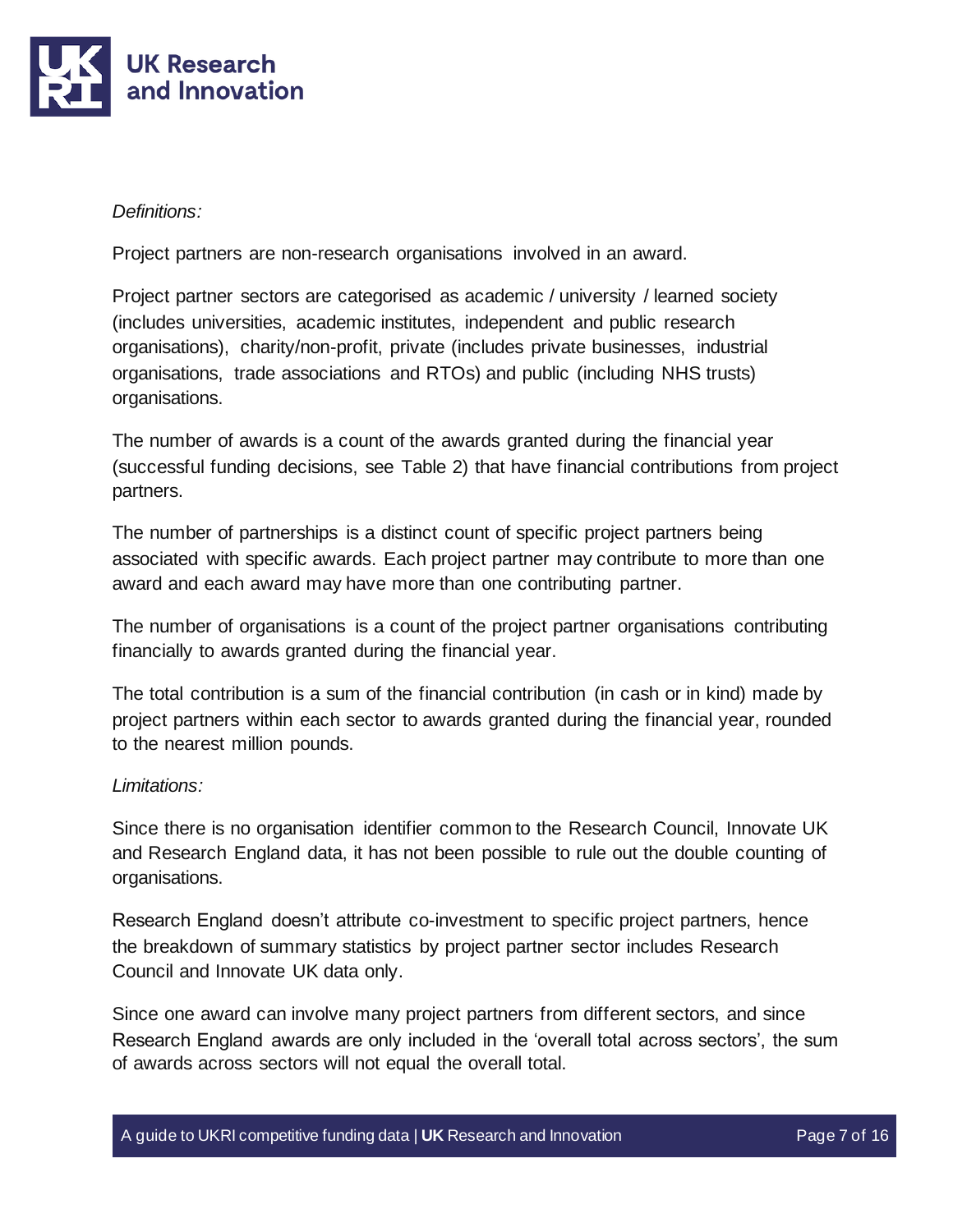*Definitions:*

Project partners are non-research organisations involved in an award.

Project partner sectors are categorised as academic / university / learned society (includes universities, academic institutes, independent and public research organisations), charity/non-profit, private (includes private businesses, industrial organisations, trade associations and RTOs) and public (including NHS trusts) organisations.

The number of awards is a count of the awards granted during the financial year (successful funding decisions, see Table 2) that have financial contributions from project partners.

The number of partnerships is a distinct count of specific project partners being associated with specific awards. Each project partner may contribute to more than one award and each award may have more than one contributing partner.

The number of organisations is a count of the project partner organisations contributing financially to awards granted during the financial year.

The total contribution is a sum of the financial contribution (in cash or in kind) made by project partners within each sector to awards granted during the financial year, rounded to the nearest million pounds.

*Limitations:*

Since there is no organisation identifier common to the Research Council, Innovate UK and Research England data, it has not been possible to rule out the double counting of organisations.

Research England doesn't attribute co-investment to specific project partners, hence the breakdown of summary statistics by project partner sector includes Research Council and Innovate UK data only.

Since one award can involve many project partners from different sectors, and since Research England awards are only included in the 'overall total across sectors', the sum of awards across sectors will not equal the overall total.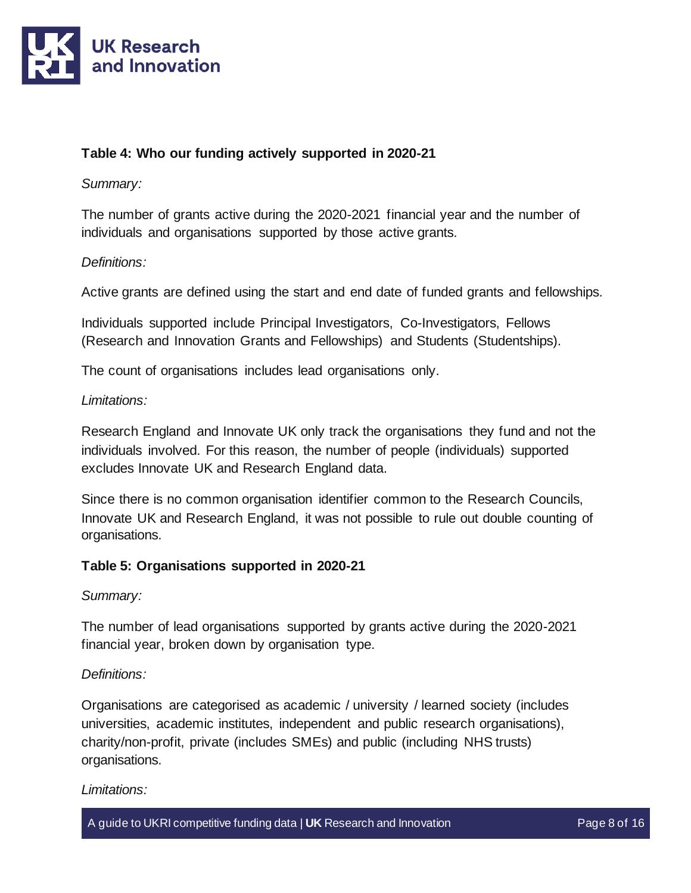**Table 4: Who our funding actively supported in 2020-21**

*Summary:*

The number of grants active during the 2020-2021 financial year and the number of individuals and organisations supported by those active grants.

*Definitions:*

Active grants are defined using the start and end date of funded grants and fellowships.

Individuals supported include Principal Investigators, Co-Investigators, Fellows (Research and Innovation Grants and Fellowships) and Students (Studentships).

The count of organisations includes lead organisations only.

*Limitations:*

Research England and Innovate UK only track the organisations they fund and not the individuals involved. For this reason, the number of people (individuals) supported excludes Innovate UK and Research England data.

Since there is no common organisation identifier common to the Research Councils, Innovate UK and Research England, it was not possible to rule out double counting of organisations.

**Table 5: Organisations supported in 2020-21**

*Summary:*

The number of lead organisations supported by grants active during the 2020-2021 financial year, broken down by organisation type.

*Definitions:*

Organisations are categorised as academic / university / learned society (includes universities, academic institutes, independent and public research organisations), charity/non-profit, private (includes SMEs) and public (including NHS trusts) organisations.

*Limitations:*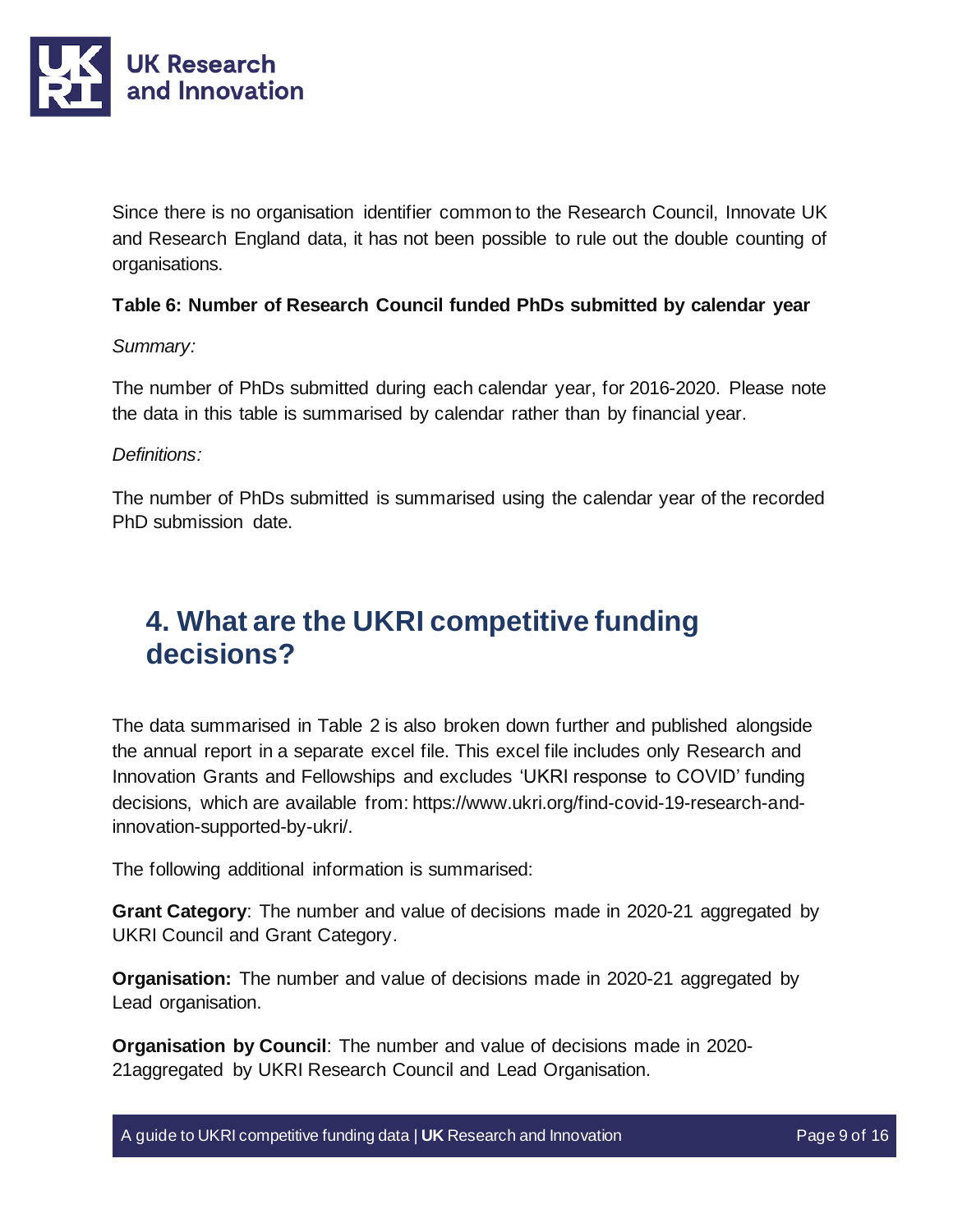Since there is no organisation identifier common to the Research Council, Innovate UK and Research England data, it has not been possible to rule out the double counting of organisations.

**Table 6: Number of Research Council funded PhDs submitted by calendar year**

*Summary:*

The number of PhDs submitted during each calendar year, for 2016-2020. Please note the data in this table is summarised by calendar rather than by financial year.

*Definitions:*

The number of PhDs submitted is summarised using the calendar year of the recorded PhD submission date.

## 4. What are the UKRI competitive funding decisions?

The data summarised in Table 2 is also broken down further and published alongside the annual report in a separate excel file. This excel file includes only Research and Innovation Grants and Fellowships and excludes 'UKRI response to COVID' funding decisions, which are available from: https://www.ukri.org/find-covid-19-research-and-innovation-supported-by-ukri/.

The following additional information is summarised:

**Grant Category**: The number and value of decisions made in 2020-21 aggregated by UKRI Council and Grant Category.

**Organisation:** The number and value of decisions made in 2020-21 aggregated by Lead organisation.

**Organisation by Council**: The number and value of decisions made in 2020-21aggregated by UKRI Research Council and Lead Organisation.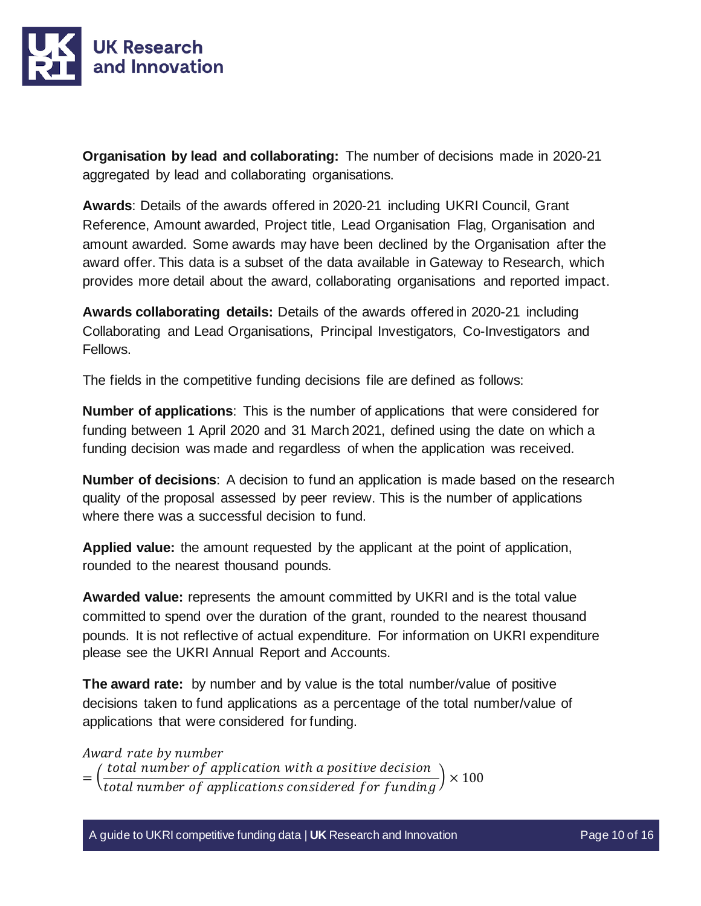**Organisation by lead and collaborating:** The number of decisions made in 2020-21 aggregated by lead and collaborating organisations.

**Awards**: Details of the awards offered in 2020-21 including UKRI Council, Grant Reference, Amount awarded, Project title, Lead Organisation Flag, Organisation and amount awarded. Some awards may have been declined by the Organisation after the award offer. This data is a subset of the data available in Gateway to Research, which provides more detail about the award, collaborating organisations and reported impact.

**Awards collaborating details:** Details of the awards offered in 2020-21 including Collaborating and Lead Organisations, Principal Investigators, Co-Investigators and Fellows.

The fields in the competitive funding decisions file are defined as follows:

**Number of applications**: This is the number of applications that were considered for funding between 1 April 2020 and 31 March 2021, defined using the date on which a funding decision was made and regardless of when the application was received.

**Number of decisions**: A decision to fund an application is made based on the research quality of the proposal assessed by peer review. This is the number of applications where there was a successful decision to fund.

**Applied value:** the amount requested by the applicant at the point of application, rounded to the nearest thousand pounds.

**Awarded value:** represents the amount committed by UKRI and is the total value committed to spend over the duration of the grant, rounded to the nearest thousand pounds. It is not reflective of actual expenditure. For information on UKRI expenditure please see the UKRI Annual Report and Accounts.

**The award rate:** by number and by value is the total number/value of positive decisions taken to fund applications as a percentage of the total number/value of applications that were considered for funding.

$$\textit{Award rate by number} = \left(\frac{\textit{total number of application with a positive decision}}{\textit{total number of applications considered for funding}}\right) \times 100$$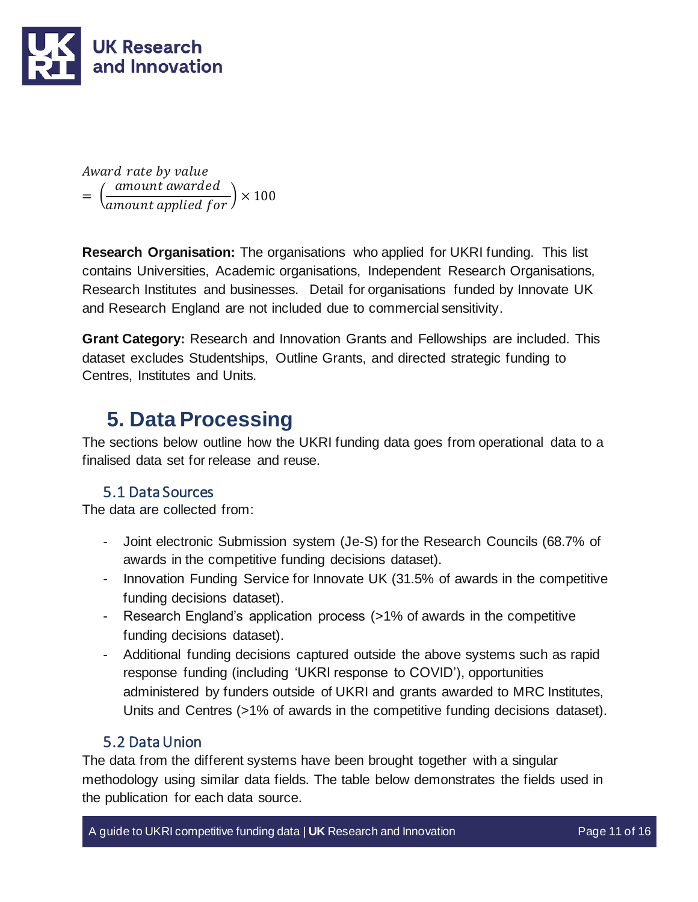$$\text{Award rate by value} = \left(\frac{\text{amount awarded}}{\text{amount applied for}}\right) \times 100$$

**Research Organisation:** The organisations who applied for UKRI funding. This list contains Universities, Academic organisations, Independent Research Organisations, Research Institutes and businesses. Detail for organisations funded by Innovate UK and Research England are not included due to commercial sensitivity.

**Grant Category:** Research and Innovation Grants and Fellowships are included. This dataset excludes Studentships, Outline Grants, and directed strategic funding to Centres, Institutes and Units.

# 5. Data Processing

The sections below outline how the UKRI funding data goes from operational data to a finalised data set for release and reuse.

## 5.1 Data Sources

The data are collected from:

- Joint electronic Submission system (Je-S) for the Research Councils (68.7% of awards in the competitive funding decisions dataset).
- Innovation Funding Service for Innovate UK (31.5% of awards in the competitive funding decisions dataset).
- Research England's application process (>1% of awards in the competitive funding decisions dataset).
- Additional funding decisions captured outside the above systems such as rapid response funding (including 'UKRI response to COVID'), opportunities administered by funders outside of UKRI and grants awarded to MRC Institutes, Units and Centres (>1% of awards in the competitive funding decisions dataset).

## 5.2 Data Union

The data from the different systems have been brought together with a singular methodology using similar data fields. The table below demonstrates the fields used in the publication for each data source.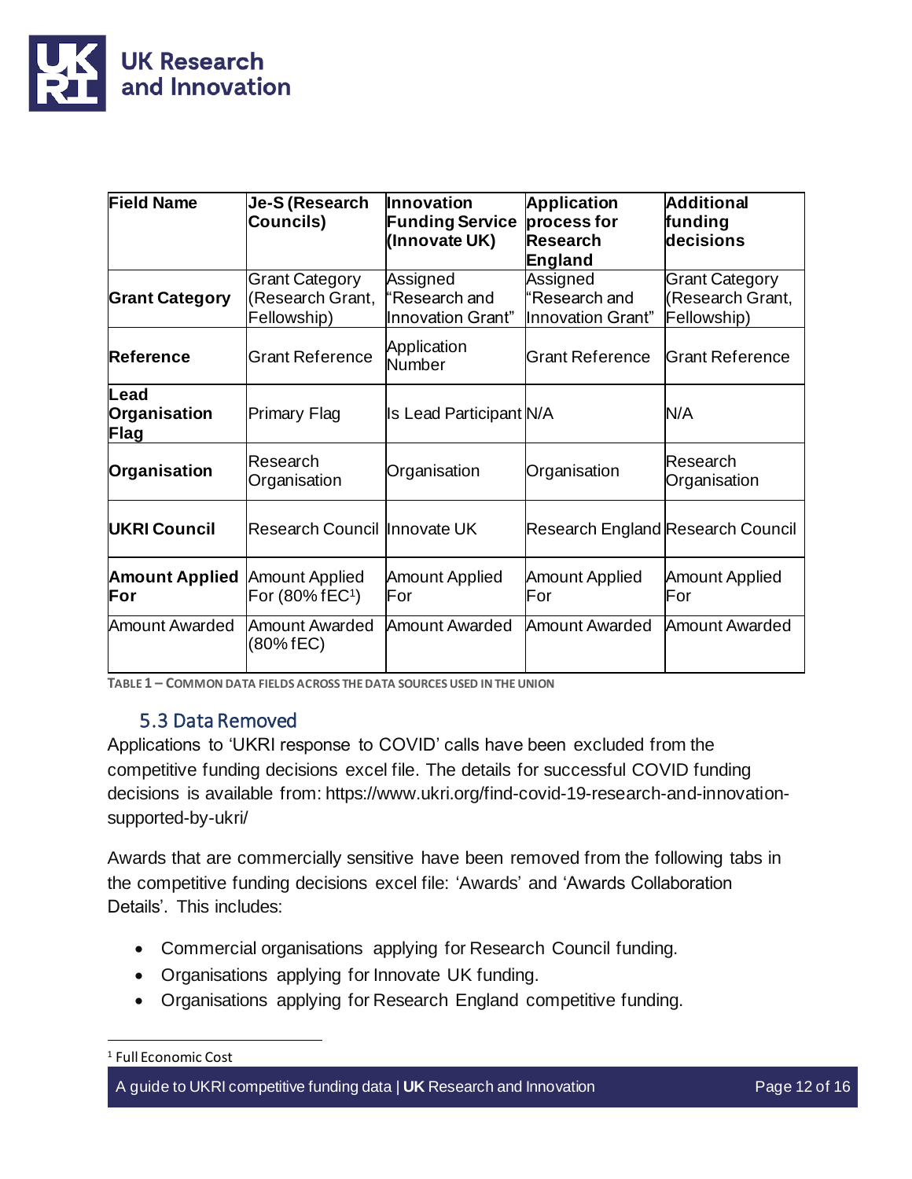| **Field Name** | **Je-S (Research Councils)** | **Innovation Funding Service (Innovate UK)** | **Application process for Research England** | **Additional funding decisions** |
|---|---|---|---|---|
| **Grant Category** | Grant Category (Research Grant, Fellowship) | Assigned "Research and Innovation Grant" | Assigned "Research and Innovation Grant" | Grant Category (Research Grant, Fellowship) |
| **Reference** | Grant Reference | Application Number | Grant Reference | Grant Reference |
| **Lead Organisation Flag** | Primary Flag | Is Lead Participant | N/A | N/A |
| **Organisation** | Research Organisation | Organisation | Organisation | Research Organisation |
| **UKRI Council** | Research Council | Innovate UK | Research England | Research Council |
| **Amount Applied For** | Amount Applied For (80% fEC[1]) | Amount Applied For | Amount Applied For | Amount Applied For |
| Amount Awarded | Amount Awarded (80% fEC) | Amount Awarded | Amount Awarded | Amount Awarded |

TABLE 1 – COMMON DATA FIELDS ACROSS THE DATA SOURCES USED IN THE UNION

### 5.3 Data Removed

Applications to 'UKRI response to COVID' calls have been excluded from the competitive funding decisions excel file. The details for successful COVID funding decisions is available from: https://www.ukri.org/find-covid-19-research-and-innovation-supported-by-ukri/

Awards that are commercially sensitive have been removed from the following tabs in the competitive funding decisions excel file: 'Awards' and 'Awards Collaboration Details'. This includes:

- Commercial organisations applying for Research Council funding.
- Organisations applying for Innovate UK funding.
- Organisations applying for Research England competitive funding.

[1] Full Economic Cost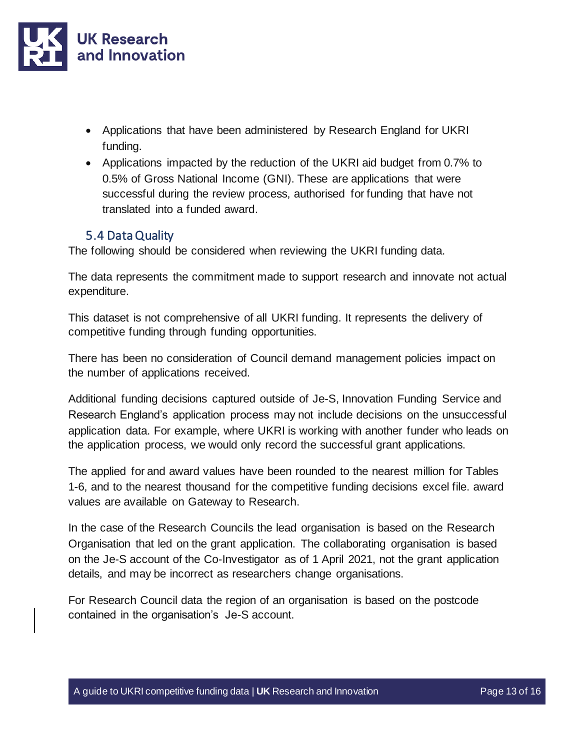- Applications that have been administered by Research England for UKRI funding.
- Applications impacted by the reduction of the UKRI aid budget from 0.7% to 0.5% of Gross National Income (GNI). These are applications that were successful during the review process, authorised for funding that have not translated into a funded award.

### 5.4 Data Quality

The following should be considered when reviewing the UKRI funding data.

The data represents the commitment made to support research and innovate not actual expenditure.

This dataset is not comprehensive of all UKRI funding. It represents the delivery of competitive funding through funding opportunities.

There has been no consideration of Council demand management policies impact on the number of applications received.

Additional funding decisions captured outside of Je-S, Innovation Funding Service and Research England's application process may not include decisions on the unsuccessful application data. For example, where UKRI is working with another funder who leads on the application process, we would only record the successful grant applications.

The applied for and award values have been rounded to the nearest million for Tables 1-6, and to the nearest thousand for the competitive funding decisions excel file. award values are available on Gateway to Research.

In the case of the Research Councils the lead organisation is based on the Research Organisation that led on the grant application. The collaborating organisation is based on the Je-S account of the Co-Investigator as of 1 April 2021, not the grant application details, and may be incorrect as researchers change organisations.

For Research Council data the region of an organisation is based on the postcode contained in the organisation's Je-S account.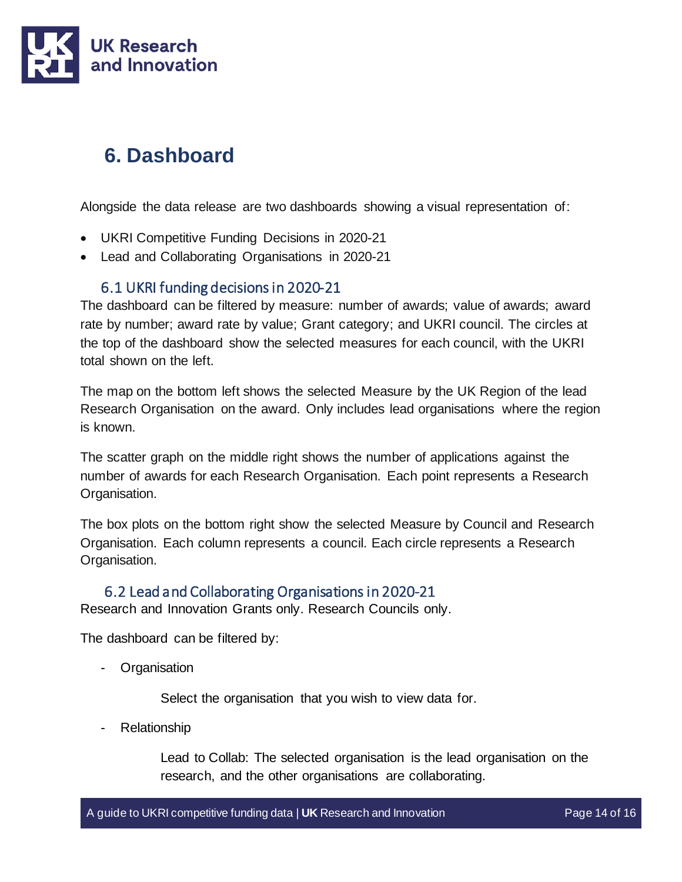# 6. Dashboard

Alongside the data release are two dashboards showing a visual representation of:

- UKRI Competitive Funding Decisions in 2020-21
- Lead and Collaborating Organisations in 2020-21

## 6.1 UKRI funding decisions in 2020-21

The dashboard can be filtered by measure: number of awards; value of awards; award rate by number; award rate by value; Grant category; and UKRI council. The circles at the top of the dashboard show the selected measures for each council, with the UKRI total shown on the left.

The map on the bottom left shows the selected Measure by the UK Region of the lead Research Organisation on the award. Only includes lead organisations where the region is known.

The scatter graph on the middle right shows the number of applications against the number of awards for each Research Organisation. Each point represents a Research Organisation.

The box plots on the bottom right show the selected Measure by Council and Research Organisation. Each column represents a council. Each circle represents a Research Organisation.

## 6.2 Lead and Collaborating Organisations in 2020-21

Research and Innovation Grants only. Research Councils only.

The dashboard can be filtered by:

- Organisation

  Select the organisation that you wish to view data for.

- Relationship

  Lead to Collab: The selected organisation is the lead organisation on the research, and the other organisations are collaborating.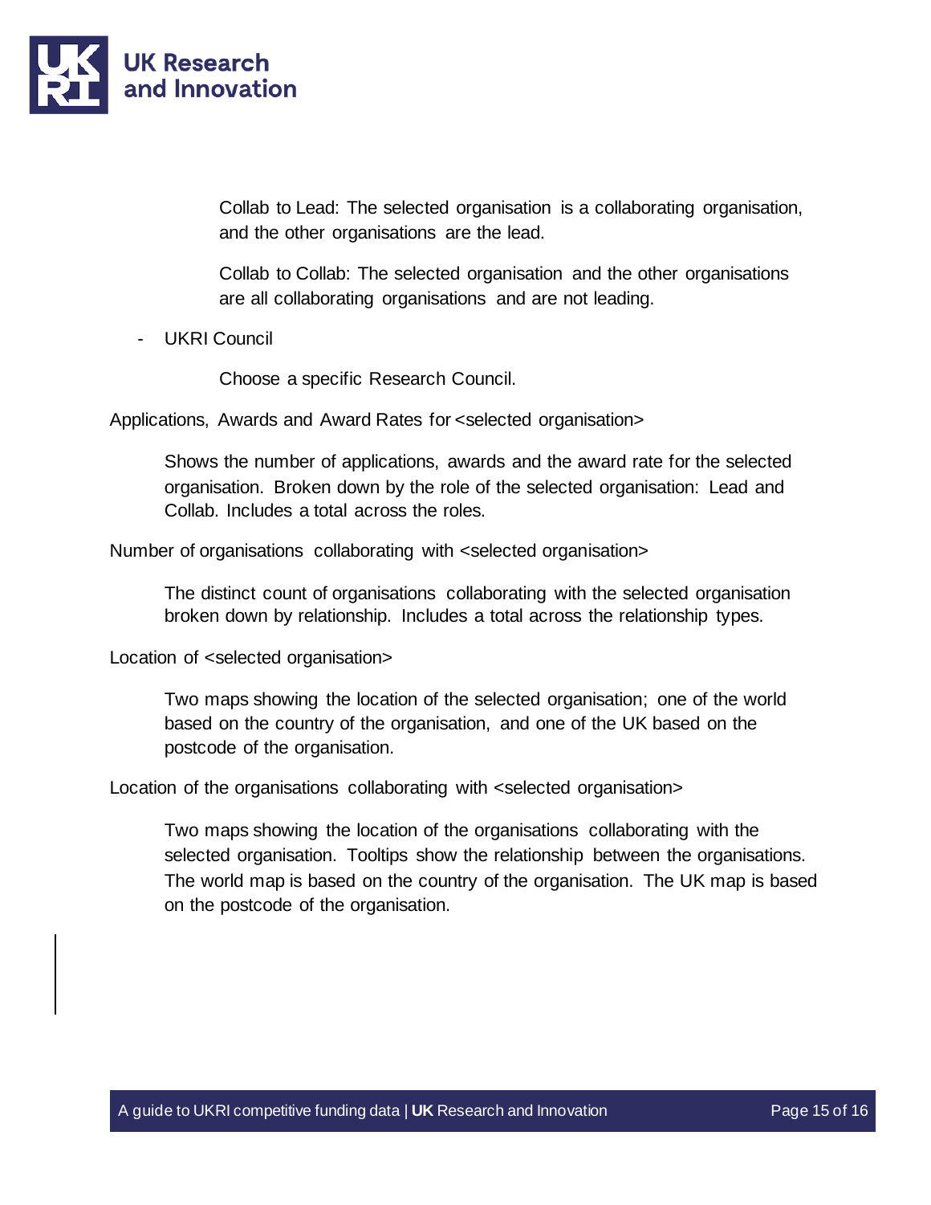Collab to Lead: The selected organisation is a collaborating organisation, and the other organisations are the lead.

Collab to Collab: The selected organisation and the other organisations are all collaborating organisations and are not leading.

- UKRI Council

  Choose a specific Research Council.

Applications, Awards and Award Rates for <selected organisation>

Shows the number of applications, awards and the award rate for the selected organisation. Broken down by the role of the selected organisation: Lead and Collab. Includes a total across the roles.

Number of organisations collaborating with <selected organisation>

The distinct count of organisations collaborating with the selected organisation broken down by relationship. Includes a total across the relationship types.

Location of <selected organisation>

Two maps showing the location of the selected organisation; one of the world based on the country of the organisation, and one of the UK based on the postcode of the organisation.

Location of the organisations collaborating with <selected organisation>

Two maps showing the location of the organisations collaborating with the selected organisation. Tooltips show the relationship between the organisations. The world map is based on the country of the organisation. The UK map is based on the postcode of the organisation.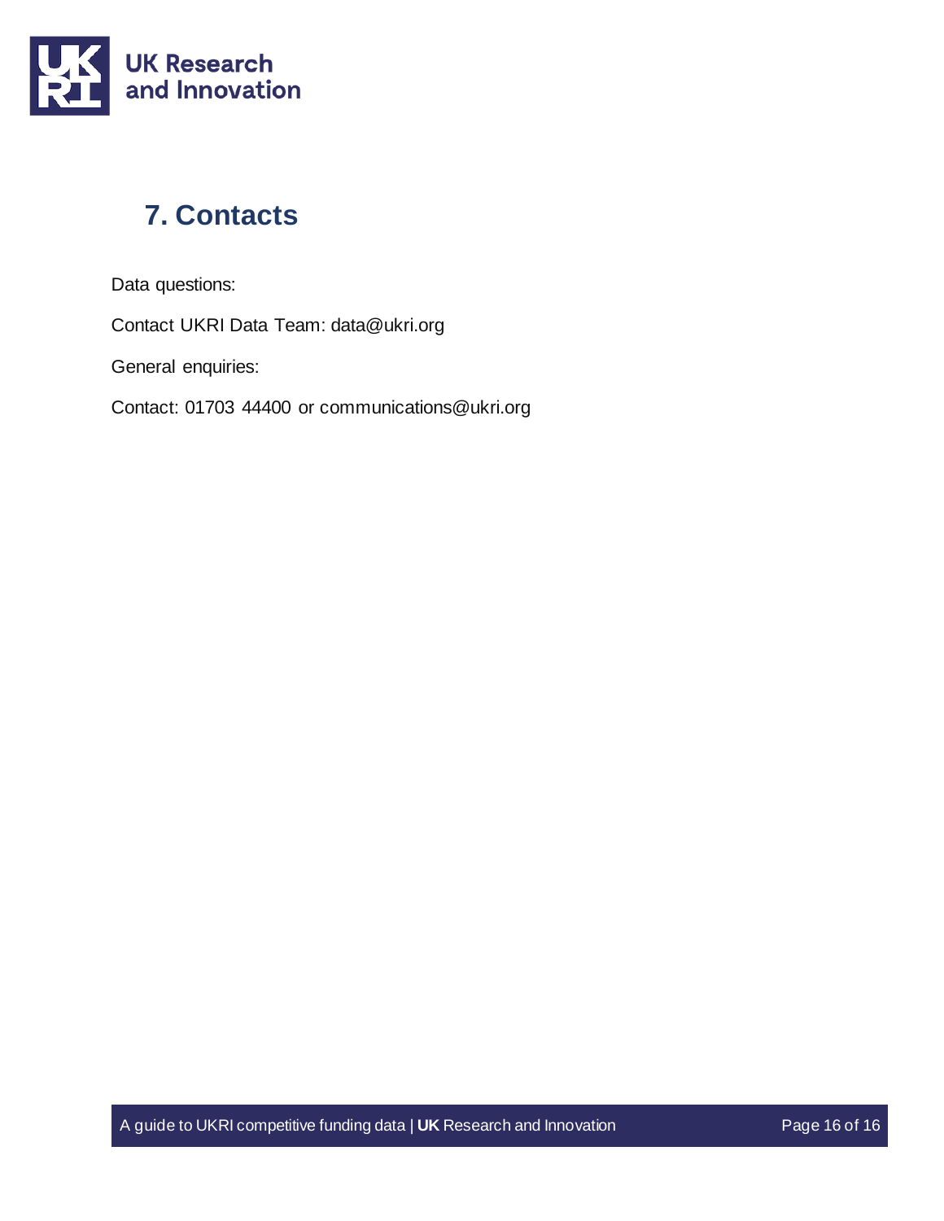## 7. Contacts

Data questions:

Contact UKRI Data Team: data@ukri.org

General enquiries:

Contact: 01703 44400 or communications@ukri.org